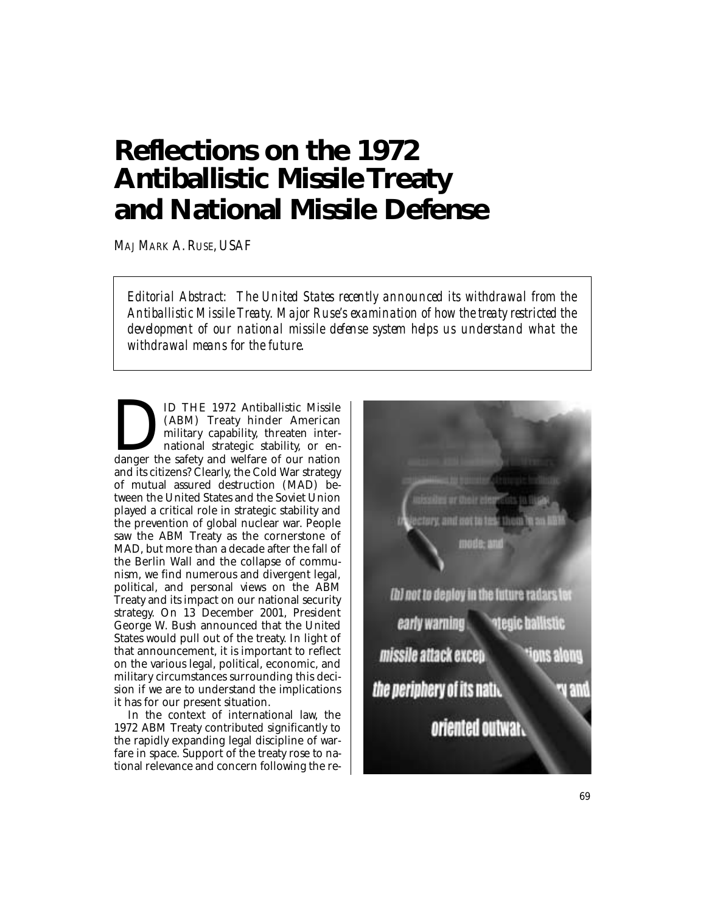# Reflections on the 1972 Antiballistic Missile Treaty and National Missile Defense

MAJ MARK A. RUSE, USAF

*Editorial Abstract: The United States recently announced its withdrawal from the Antiballistic Missile Treaty. Major Ruse's examination of how the treaty restricted the development of our national missile defense system helps us understand what the withdrawal means for the future.*

DID THE 1972 Antiballistic Missile (ABM) Treaty hinder American military capability, threaten international strategic stability, or endanger the safety and welfare of our nation and its citizens? Clearly, the Cold War strategy of mutual assured destruction (MAD) between the United States and the Soviet Union played a critical role in strategic stability and the prevention of global nuclear war. People saw the ABM Treaty as the cornerstone of MAD, but more than a decade after the fall of the Berlin Wall and the collapse of communism, we find numerous and divergent legal, political, and personal views on the ABM Treaty and its impact on our national security strategy. On 13 December 2001, President George W. Bush announced that the United States would pull out of the treaty. In light of that announcement, it is important to reflect on the various legal, political, economic, and military circumstances surrounding this decision if we are to understand the implications it has for our present situation.

In the context of international law, the 1972 ABM Treaty contributed significantly to the rapidly expanding legal discipline of warfare in space. Support of the treaty rose to national relevance and concern following the re-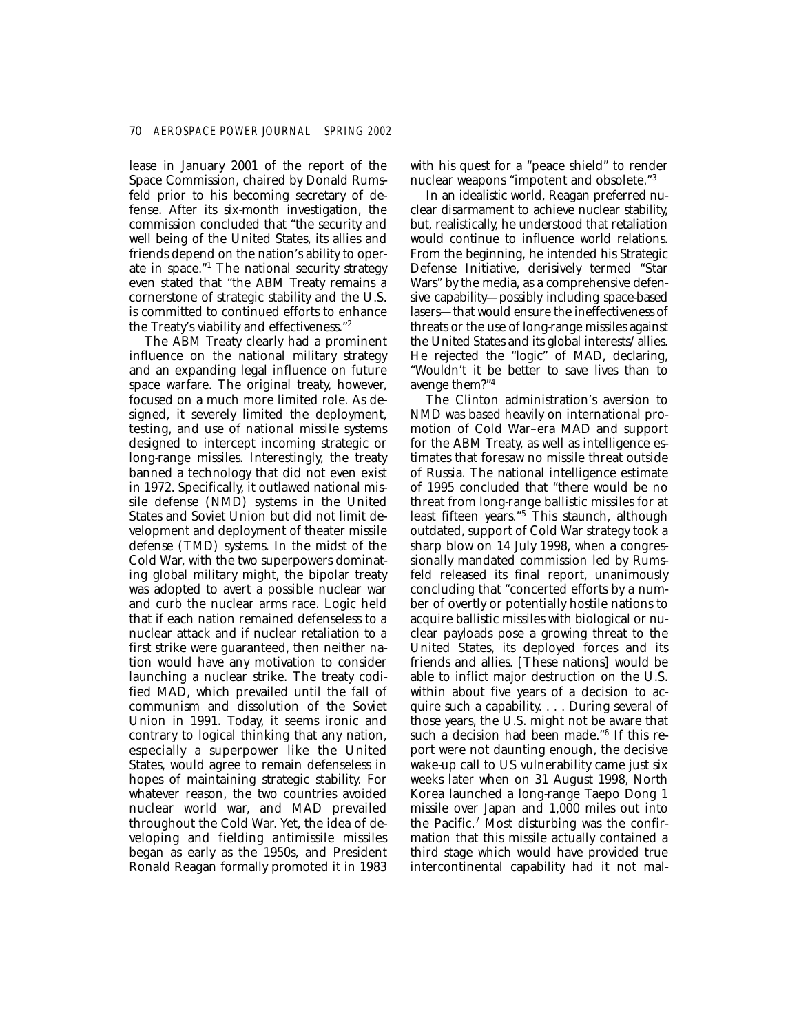lease in January 2001 of the report of the Space Commission, chaired by Donald Rumsfeld prior to his becoming secretary of defense. After its six-month investigation, the commission concluded that "the security and well being of the United States, its allies and friends depend on the nation's ability to operate in space."[1] The national security strategy even stated that "the ABM Treaty remains a cornerstone of strategic stability and the U.S. is committed to continued efforts to enhance the Treaty's viability and effectiveness."[2]

The ABM Treaty clearly had a prominent influence on the national military strategy and an expanding legal influence on future space warfare. The original treaty, however, focused on a much more limited role. As designed, it severely limited the deployment, testing, and use of national missile systems designed to intercept incoming strategic or long-range missiles. Interestingly, the treaty banned a technology that did not even exist in 1972. Specifically, it outlawed national missile defense (NMD) systems in the United States and Soviet Union but did not limit development and deployment of theater missile defense (TMD) systems. In the midst of the Cold War, with the two superpowers dominating global military might, the bipolar treaty was adopted to avert a possible nuclear war and curb the nuclear arms race. Logic held that if each nation remained defenseless to a nuclear attack and if nuclear retaliation to a first strike were guaranteed, then neither nation would have any motivation to consider launching a nuclear strike. The treaty codified MAD, which prevailed until the fall of communism and dissolution of the Soviet Union in 1991. Today, it seems ironic and contrary to logical thinking that any nation, especially a superpower like the United States, would agree to remain defenseless in hopes of maintaining strategic stability. For whatever reason, the two countries avoided nuclear world war, and MAD prevailed throughout the Cold War. Yet, the idea of developing and fielding antimissile missiles began as early as the 1950s, and President Ronald Reagan formally promoted it in 1983 with his quest for a "peace shield" to render nuclear weapons "impotent and obsolete."[3]

In an idealistic world, Reagan preferred nuclear disarmament to achieve nuclear stability, but, realistically, he understood that retaliation would continue to influence world relations. From the beginning, he intended his Strategic Defense Initiative, derisively termed "Star Wars" by the media, as a comprehensive defensive capability—possibly including space-based lasers—that would ensure the ineffectiveness of threats or the use of long-range missiles against the United States and its global interests/allies. He rejected the "logic" of MAD, declaring, "Wouldn't it be better to save lives than to avenge them?"[4]

The Clinton administration's aversion to NMD was based heavily on international promotion of Cold War–era MAD and support for the ABM Treaty, as well as intelligence estimates that foresaw no missile threat outside of Russia. The national intelligence estimate of 1995 concluded that "there would be no threat from long-range ballistic missiles for at least fifteen years."[5] This staunch, although outdated, support of Cold War strategy took a sharp blow on 14 July 1998, when a congressionally mandated commission led by Rumsfeld released its final report, unanimously concluding that "concerted efforts by a number of overtly or potentially hostile nations to acquire ballistic missiles with biological or nuclear payloads pose a growing threat to the United States, its deployed forces and its friends and allies. [These nations] would be able to inflict major destruction on the U.S. within about five years of a decision to acquire such a capability. . . . During several of those years, the U.S. might not be aware that such a decision had been made."[6] If this report were not daunting enough, the decisive wake-up call to US vulnerability came just six weeks later when on 31 August 1998, North Korea launched a long-range Taepo Dong 1 missile over Japan and 1,000 miles out into the Pacific.[7] Most disturbing was the confirmation that this missile actually contained a third stage which would have provided true intercontinental capability had it not mal-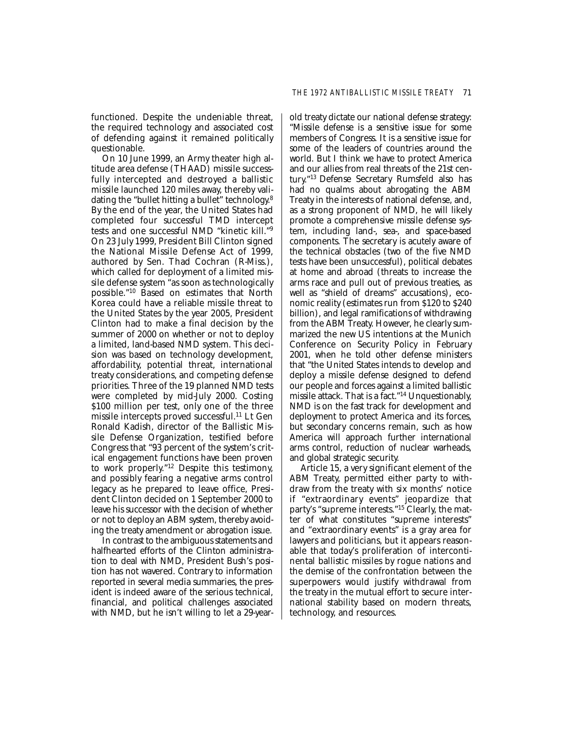functioned. Despite the undeniable threat, the required technology and associated cost of defending against it remained politically questionable.

On 10 June 1999, an Army theater high altitude area defense (THAAD) missile successfully intercepted and destroyed a ballistic missile launched 120 miles away, thereby validating the "bullet hitting a bullet" technology.[8] By the end of the year, the United States had completed four successful TMD intercept tests and one successful NMD "kinetic kill."[9] On 23 July 1999, President Bill Clinton signed the National Missile Defense Act of 1999, authored by Sen. Thad Cochran (R-Miss.), which called for deployment of a limited missile defense system "as soon as technologically possible."[10] Based on estimates that North Korea could have a reliable missile threat to the United States by the year 2005, President Clinton had to make a final decision by the summer of 2000 on whether or not to deploy a limited, land-based NMD system. This decision was based on technology development, affordability, potential threat, international treaty considerations, and competing defense priorities. Three of the 19 planned NMD tests were completed by mid-July 2000. Costing \$100 million per test, only one of the three missile intercepts proved successful.[11] Lt Gen Ronald Kadish, director of the Ballistic Missile Defense Organization, testified before Congress that "93 percent of the system's critical engagement functions have been proven to work properly."[12] Despite this testimony, and possibly fearing a negative arms control legacy as he prepared to leave office, President Clinton decided on 1 September 2000 to leave his successor with the decision of whether or not to deploy an ABM system, thereby avoiding the treaty amendment or abrogation issue.

In contrast to the ambiguous statements and halfhearted efforts of the Clinton administration to deal with NMD, President Bush's position has not wavered. Contrary to information reported in several media summaries, the president is indeed aware of the serious technical, financial, and political challenges associated with NMD, but he isn't willing to let a 29-year-old treaty dictate our national defense strategy: "Missile defense is a sensitive issue for some members of Congress. It is a sensitive issue for some of the leaders of countries around the world. But I think we have to protect America and our allies from real threats of the 21st century."[13] Defense Secretary Rumsfeld also has had no qualms about abrogating the ABM Treaty in the interests of national defense, and, as a strong proponent of NMD, he will likely promote a comprehensive missile defense system, including land-, sea-, and space-based components. The secretary is acutely aware of the technical obstacles (two of the five NMD tests have been unsuccessful), political debates at home and abroad (threats to increase the arms race and pull out of previous treaties, as well as "shield of dreams" accusations), economic reality (estimates run from \$120 to \$240 billion), and legal ramifications of withdrawing from the ABM Treaty. However, he clearly summarized the new US intentions at the Munich Conference on Security Policy in February 2001, when he told other defense ministers that "the United States intends to develop and deploy a missile defense designed to defend our people and forces against a limited ballistic missile attack. That is a fact."[14] Unquestionably, NMD is on the fast track for development and deployment to protect America and its forces, but secondary concerns remain, such as how America will approach further international arms control, reduction of nuclear warheads, and global strategic security.

Article 15, a very significant element of the ABM Treaty, permitted either party to withdraw from the treaty with six months' notice if "extraordinary events" jeopardize that party's "supreme interests."[15] Clearly, the matter of what constitutes "supreme interests" and "extraordinary events" is a gray area for lawyers and politicians, but it appears reasonable that today's proliferation of intercontinental ballistic missiles by rogue nations and the demise of the confrontation between the superpowers would justify withdrawal from the treaty in the mutual effort to secure international stability based on modern threats, technology, and resources.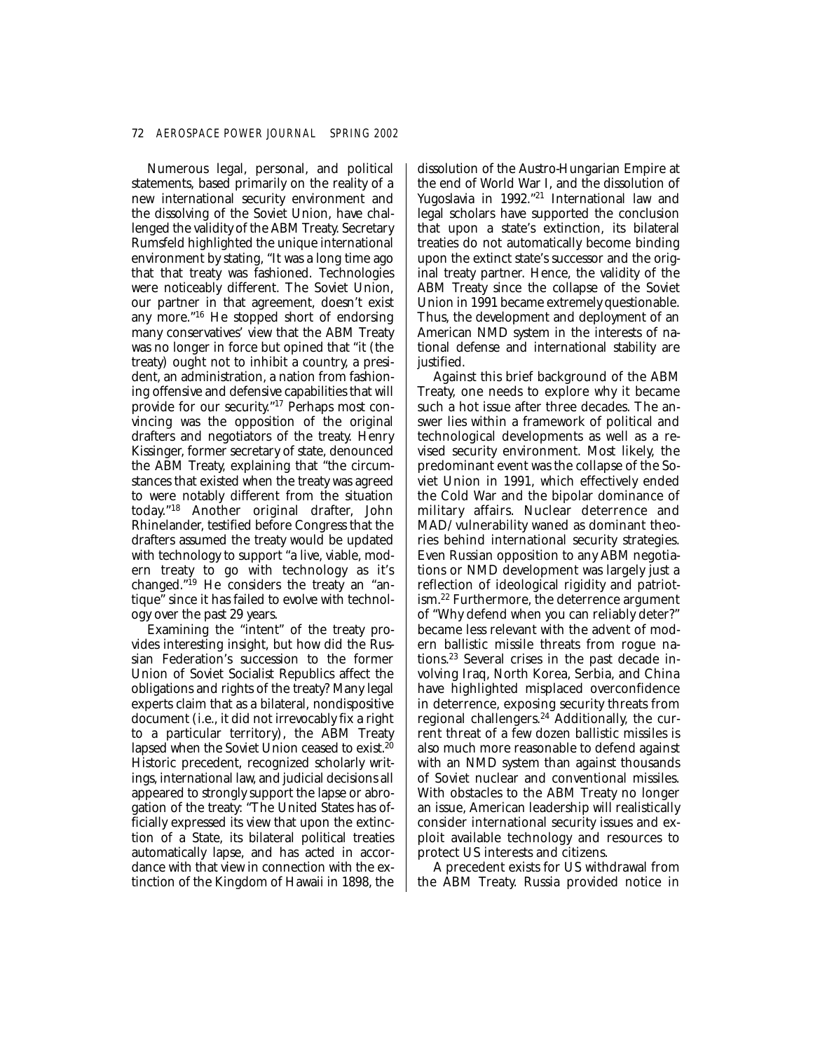Numerous legal, personal, and political statements, based primarily on the reality of a new international security environment and the dissolving of the Soviet Union, have challenged the validity of the ABM Treaty. Secretary Rumsfeld highlighted the unique international environment by stating, "It was a long time ago that that treaty was fashioned. Technologies were noticeably different. The Soviet Union, our partner in that agreement, doesn't exist any more."[16] He stopped short of endorsing many conservatives' view that the ABM Treaty was no longer in force but opined that "it (the treaty) ought not to inhibit a country, a president, an administration, a nation from fashioning offensive and defensive capabilities that will provide for our security."[17] Perhaps most convincing was the opposition of the original drafters and negotiators of the treaty. Henry Kissinger, former secretary of state, denounced the ABM Treaty, explaining that "the circumstances that existed when the treaty was agreed to were notably different from the situation today."[18] Another original drafter, John Rhinelander, testified before Congress that the drafters assumed the treaty would be updated with technology to support "a live, viable, modern treaty to go with technology as it's changed."[19] He considers the treaty an "antique" since it has failed to evolve with technology over the past 29 years.

Examining the "intent" of the treaty provides interesting insight, but how did the Russian Federation's succession to the former Union of Soviet Socialist Republics affect the obligations and rights of the treaty? Many legal experts claim that as a bilateral, nondispositive document (i.e., it did not irrevocably fix a right to a particular territory), the ABM Treaty lapsed when the Soviet Union ceased to exist.[20] Historic precedent, recognized scholarly writings, international law, and judicial decisions all appeared to strongly support the lapse or abrogation of the treaty: "The United States has officially expressed its view that upon the extinction of a State, its bilateral political treaties automatically lapse, and has acted in accordance with that view in connection with the extinction of the Kingdom of Hawaii in 1898, the dissolution of the Austro-Hungarian Empire at the end of World War I, and the dissolution of Yugoslavia in 1992."[21] International law and legal scholars have supported the conclusion that upon a state's extinction, its bilateral treaties do not automatically become binding upon the extinct state's successor and the original treaty partner. Hence, the validity of the ABM Treaty since the collapse of the Soviet Union in 1991 became extremely questionable. Thus, the development and deployment of an American NMD system in the interests of national defense and international stability are justified.

Against this brief background of the ABM Treaty, one needs to explore why it became such a hot issue after three decades. The answer lies within a framework of political and technological developments as well as a revised security environment. Most likely, the predominant event was the collapse of the Soviet Union in 1991, which effectively ended the Cold War and the bipolar dominance of military affairs. Nuclear deterrence and MAD/vulnerability waned as dominant theories behind international security strategies. Even Russian opposition to any ABM negotiations or NMD development was largely just a reflection of ideological rigidity and patriotism.[22] Furthermore, the deterrence argument of "Why defend when you can reliably deter?" became less relevant with the advent of modern ballistic missile threats from rogue nations.[23] Several crises in the past decade involving Iraq, North Korea, Serbia, and China have highlighted misplaced overconfidence in deterrence, exposing security threats from regional challengers.[24] Additionally, the current threat of a few dozen ballistic missiles is also much more reasonable to defend against with an NMD system than against thousands of Soviet nuclear and conventional missiles. With obstacles to the ABM Treaty no longer an issue, American leadership will realistically consider international security issues and exploit available technology and resources to protect US interests and citizens.

A precedent exists for US withdrawal from the ABM Treaty. Russia provided notice in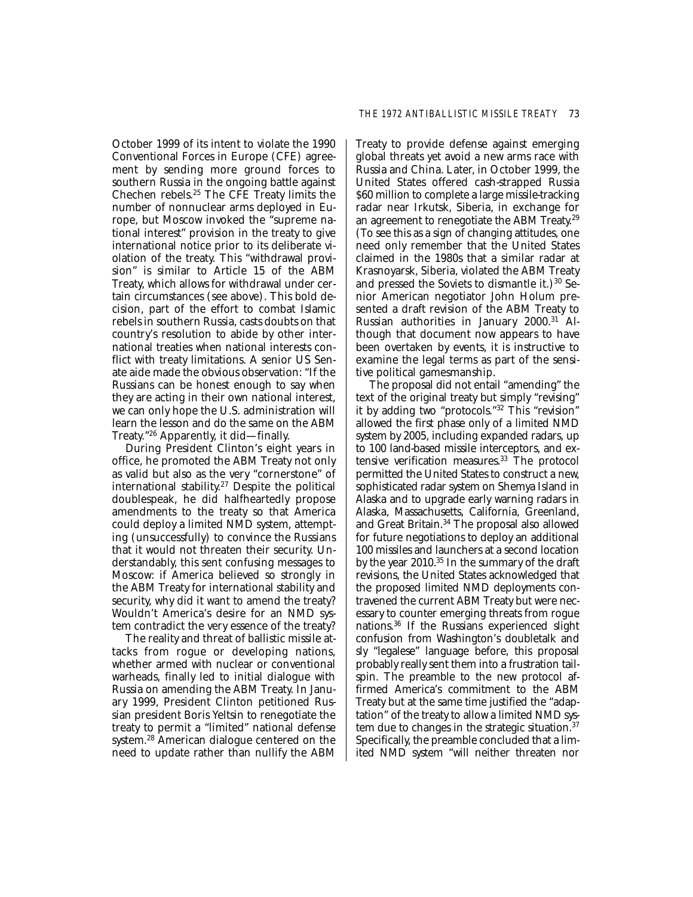October 1999 of its intent to violate the 1990 Conventional Forces in Europe (CFE) agreement by sending more ground forces to southern Russia in the ongoing battle against Chechen rebels.[25] The CFE Treaty limits the number of nonnuclear arms deployed in Europe, but Moscow invoked the "supreme national interest" provision in the treaty to give international notice prior to its deliberate violation of the treaty. This "withdrawal provision" is similar to Article 15 of the ABM Treaty, which allows for withdrawal under certain circumstances (see above). This bold decision, part of the effort to combat Islamic rebels in southern Russia, casts doubts on that country's resolution to abide by other international treaties when national interests conflict with treaty limitations. A senior US Senate aide made the obvious observation: "If the Russians can be honest enough to say when they are acting in their own national interest, we can only hope the U.S. administration will learn the lesson and do the same on the ABM Treaty."[26] Apparently, it did—finally.

During President Clinton's eight years in office, he promoted the ABM Treaty not only as valid but also as the very "cornerstone" of international stability.[27] Despite the political doublespeak, he did halfheartedly propose amendments to the treaty so that America could deploy a limited NMD system, attempting (unsuccessfully) to convince the Russians that it would not threaten their security. Understandably, this sent confusing messages to Moscow: if America believed so strongly in the ABM Treaty for international stability and security, why did it want to amend the treaty? Wouldn't America's desire for an NMD system contradict the very essence of the treaty?

The reality and threat of ballistic missile attacks from rogue or developing nations, whether armed with nuclear or conventional warheads, finally led to initial dialogue with Russia on amending the ABM Treaty. In January 1999, President Clinton petitioned Russian president Boris Yeltsin to renegotiate the treaty to permit a "limited" national defense system.[28] American dialogue centered on the need to update rather than nullify the ABM Treaty to provide defense against emerging global threats yet avoid a new arms race with Russia and China. Later, in October 1999, the United States offered cash-strapped Russia $60 million to complete a large missile-tracking radar near Irkutsk, Siberia, in exchange for an agreement to renegotiate the ABM Treaty.[29] (To see this as a sign of changing attitudes, one need only remember that the United States claimed in the 1980s that a similar radar at Krasnoyarsk, Siberia, violated the ABM Treaty and pressed the Soviets to dismantle it.)[30] Senior American negotiator John Holum presented a draft revision of the ABM Treaty to Russian authorities in January 2000.[31] Although that document now appears to have been overtaken by events, it is instructive to examine the legal terms as part of the sensitive political gamesmanship.

The proposal did not entail "amending" the text of the original treaty but simply "revising" it by adding two "protocols."[32] This "revision" allowed the first phase only of a limited NMD system by 2005, including expanded radars, up to 100 land-based missile interceptors, and extensive verification measures.[33] The protocol permitted the United States to construct a new, sophisticated radar system on Shemya Island in Alaska and to upgrade early warning radars in Alaska, Massachusetts, California, Greenland, and Great Britain.[34] The proposal also allowed for future negotiations to deploy an additional 100 missiles and launchers at a second location by the year 2010.[35] In the summary of the draft revisions, the United States acknowledged that the proposed limited NMD deployments contravened the current ABM Treaty but were necessary to counter emerging threats from rogue nations.[36] If the Russians experienced slight confusion from Washington's doubletalk and sly "legalese" language before, this proposal probably really sent them into a frustration tailspin. The preamble to the new protocol affirmed America's commitment to the ABM Treaty but at the same time justified the "adaptation" of the treaty to allow a limited NMD system due to changes in the strategic situation.[37] Specifically, the preamble concluded that a limited NMD system "will neither threaten nor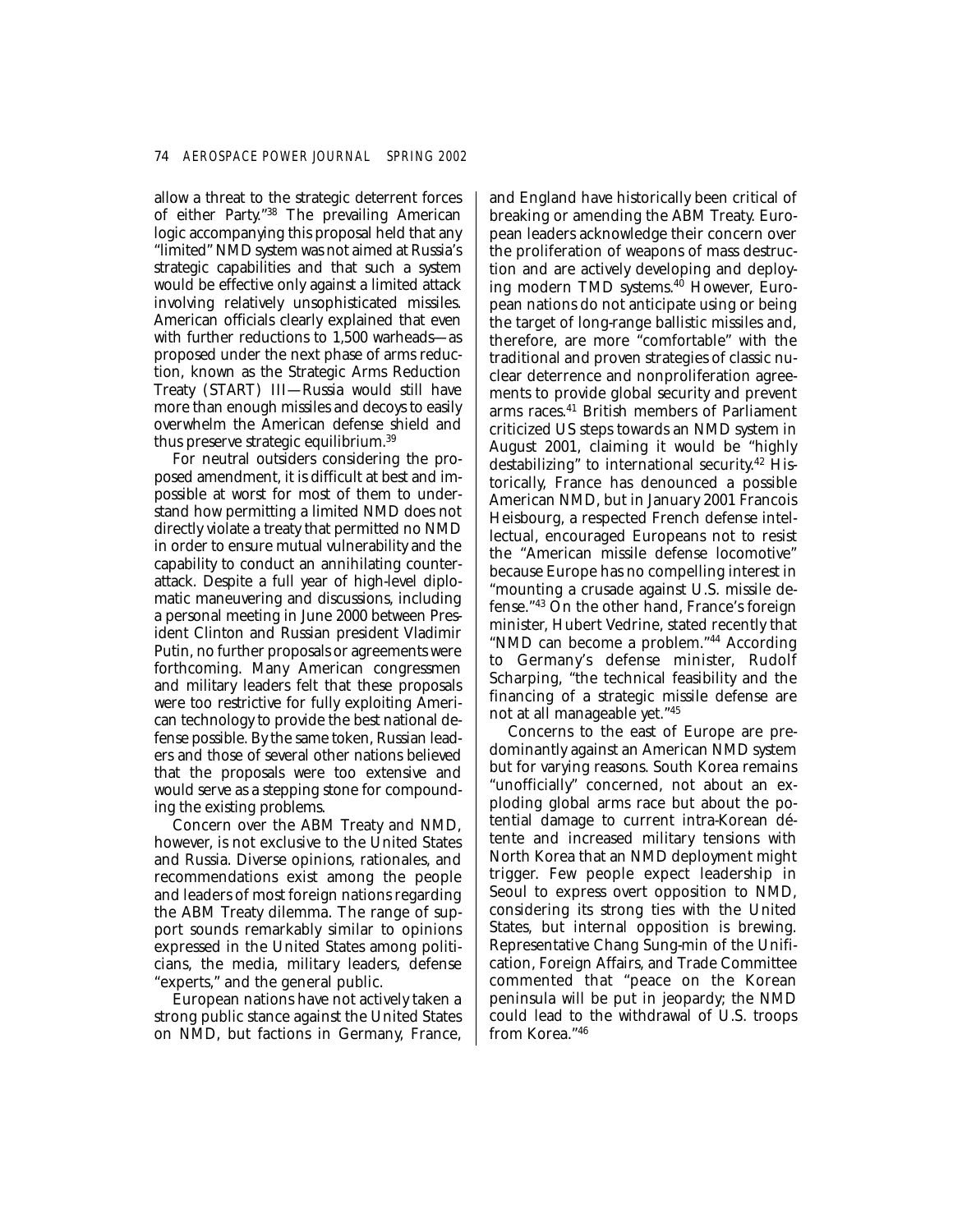allow a threat to the strategic deterrent forces of either Party."[38] The prevailing American logic accompanying this proposal held that any "limited" NMD system was not aimed at Russia's strategic capabilities and that such a system would be effective only against a limited attack involving relatively unsophisticated missiles. American officials clearly explained that even with further reductions to 1,500 warheads—as proposed under the next phase of arms reduction, known as the Strategic Arms Reduction Treaty (START) III—Russia would still have more than enough missiles and decoys to easily overwhelm the American defense shield and thus preserve strategic equilibrium.[39]

For neutral outsiders considering the proposed amendment, it is difficult at best and impossible at worst for most of them to understand how permitting a limited NMD does not directly violate a treaty that permitted no NMD in order to ensure mutual vulnerability and the capability to conduct an annihilating counterattack. Despite a full year of high-level diplomatic maneuvering and discussions, including a personal meeting in June 2000 between President Clinton and Russian president Vladimir Putin, no further proposals or agreements were forthcoming. Many American congressmen and military leaders felt that these proposals were too restrictive for fully exploiting American technology to provide the best national defense possible. By the same token, Russian leaders and those of several other nations believed that the proposals were too extensive and would serve as a stepping stone for compounding the existing problems.

Concern over the ABM Treaty and NMD, however, is not exclusive to the United States and Russia. Diverse opinions, rationales, and recommendations exist among the people and leaders of most foreign nations regarding the ABM Treaty dilemma. The range of support sounds remarkably similar to opinions expressed in the United States among politicians, the media, military leaders, defense "experts," and the general public.

European nations have not actively taken a strong public stance against the United States on NMD, but factions in Germany, France, and England have historically been critical of breaking or amending the ABM Treaty. European leaders acknowledge their concern over the proliferation of weapons of mass destruction and are actively developing and deploying modern TMD systems.[40] However, European nations do not anticipate using or being the target of long-range ballistic missiles and, therefore, are more "comfortable" with the traditional and proven strategies of classic nuclear deterrence and nonproliferation agreements to provide global security and prevent arms races.[41] British members of Parliament criticized US steps towards an NMD system in August 2001, claiming it would be "highly destabilizing" to international security.[42] Historically, France has denounced a possible American NMD, but in January 2001 Francois Heisbourg, a respected French defense intellectual, encouraged Europeans not to resist the "American missile defense locomotive" because Europe has no compelling interest in "mounting a crusade against U.S. missile defense."[43] On the other hand, France's foreign minister, Hubert Vedrine, stated recently that "NMD can become a problem."[44] According to Germany's defense minister, Rudolf Scharping, "the technical feasibility and the financing of a strategic missile defense are not at all manageable yet."[45]

Concerns to the east of Europe are predominantly against an American NMD system but for varying reasons. South Korea remains "unofficially" concerned, not about an exploding global arms race but about the potential damage to current intra-Korean détente and increased military tensions with North Korea that an NMD deployment might trigger. Few people expect leadership in Seoul to express overt opposition to NMD, considering its strong ties with the United States, but internal opposition is brewing. Representative Chang Sung-min of the Unification, Foreign Affairs, and Trade Committee commented that "peace on the Korean peninsula will be put in jeopardy; the NMD could lead to the withdrawal of U.S. troops from Korea."[46]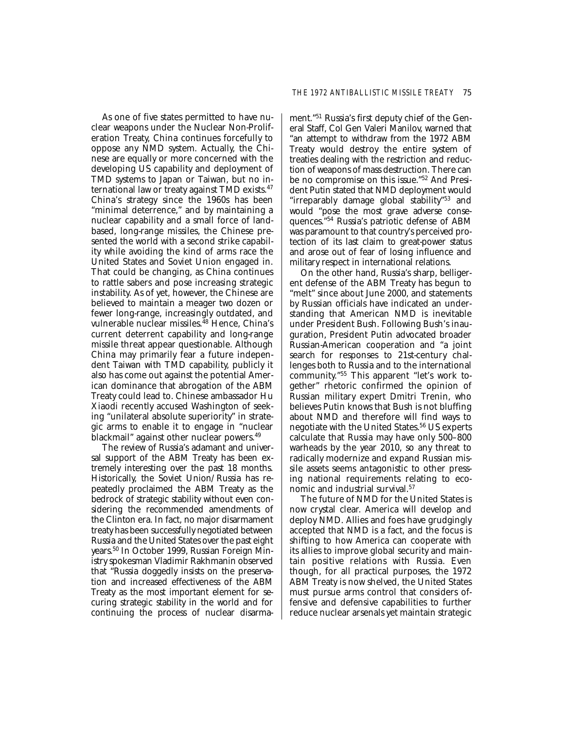As one of five states permitted to have nuclear weapons under the Nuclear Non-Proliferation Treaty, China continues forcefully to oppose any NMD system. Actually, the Chinese are equally or more concerned with the developing US capability and deployment of TMD systems to Japan or Taiwan, but no international law or treaty against TMD exists.[47] China's strategy since the 1960s has been "minimal deterrence," and by maintaining a nuclear capability and a small force of land-based, long-range missiles, the Chinese presented the world with a second strike capability while avoiding the kind of arms race the United States and Soviet Union engaged in. That could be changing, as China continues to rattle sabers and pose increasing strategic instability. As of yet, however, the Chinese are believed to maintain a meager two dozen or fewer long-range, increasingly outdated, and vulnerable nuclear missiles.[48] Hence, China's current deterrent capability and long-range missile threat appear questionable. Although China may primarily fear a future independent Taiwan with TMD capability, publicly it also has come out against the potential American dominance that abrogation of the ABM Treaty could lead to. Chinese ambassador Hu Xiaodi recently accused Washington of seeking "unilateral absolute superiority" in strategic arms to enable it to engage in "nuclear blackmail" against other nuclear powers.[49]

The review of Russia's adamant and universal support of the ABM Treaty has been extremely interesting over the past 18 months. Historically, the Soviet Union/Russia has repeatedly proclaimed the ABM Treaty as the bedrock of strategic stability without even considering the recommended amendments of the Clinton era. In fact, no major disarmament treaty has been successfully negotiated between Russia and the United States over the past eight years.[50] In October 1999, Russian Foreign Ministry spokesman Vladimir Rakhmanin observed that "Russia doggedly insists on the preservation and increased effectiveness of the ABM Treaty as the most important element for securing strategic stability in the world and for continuing the process of nuclear disarmament."[51] Russia's first deputy chief of the General Staff, Col Gen Valeri Manilov, warned that "an attempt to withdraw from the 1972 ABM Treaty would destroy the entire system of treaties dealing with the restriction and reduction of weapons of mass destruction. There can be no compromise on this issue."[52] And President Putin stated that NMD deployment would "irreparably damage global stability"[53] and would "pose the most grave adverse consequences."[54] Russia's patriotic defense of ABM was paramount to that country's perceived protection of its last claim to great-power status and arose out of fear of losing influence and military respect in international relations.

On the other hand, Russia's sharp, belligerent defense of the ABM Treaty has begun to "melt" since about June 2000, and statements by Russian officials have indicated an understanding that American NMD is inevitable under President Bush. Following Bush's inauguration, President Putin advocated broader Russian-American cooperation and "a joint search for responses to 21st-century challenges both to Russia and to the international community."[55] This apparent "let's work together" rhetoric confirmed the opinion of Russian military expert Dmitri Trenin, who believes Putin knows that Bush is not bluffing about NMD and therefore will find ways to negotiate with the United States.[56] US experts calculate that Russia may have only 500–800 warheads by the year 2010, so any threat to radically modernize and expand Russian missile assets seems antagonistic to other pressing national requirements relating to economic and industrial survival.[57]

The future of NMD for the United States is now crystal clear. America will develop and deploy NMD. Allies and foes have grudgingly accepted that NMD is a fact, and the focus is shifting to how America can cooperate with its allies to improve global security and maintain positive relations with Russia. Even though, for all practical purposes, the 1972 ABM Treaty is now shelved, the United States must pursue arms control that considers offensive and defensive capabilities to further reduce nuclear arsenals yet maintain strategic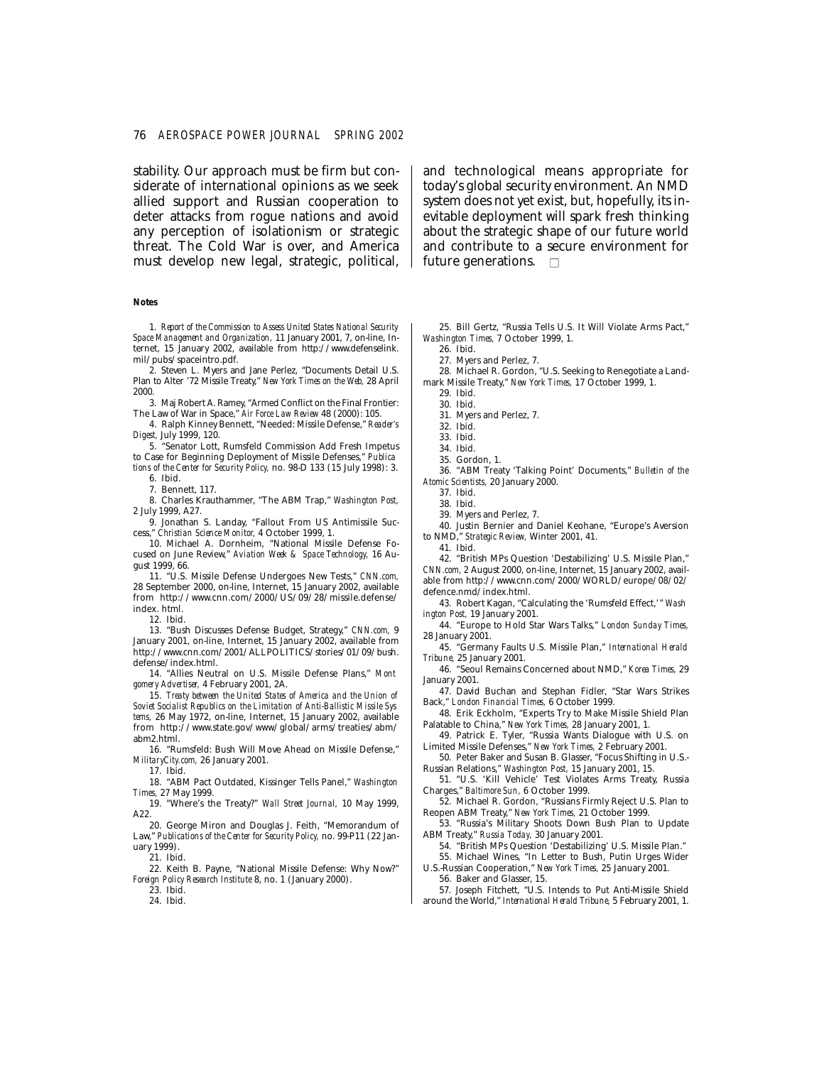stability. Our approach must be firm but considerate of international opinions as we seek allied support and Russian cooperation to deter attacks from rogue nations and avoid any perception of isolationism or strategic threat. The Cold War is over, and America must develop new legal, strategic, political, and technological means appropriate for today's global security environment. An NMD system does not yet exist, but, hopefully, its inevitable deployment will spark fresh thinking about the strategic shape of our future world and contribute to a secure environment for future generations. □

**Notes**

1. *Report of the Commission to Assess United States National Security Space Management and Organization,* 11 January 2001, 7, on-line, Internet, 15 January 2002, available from http://www.defenselink.mil/pubs/spaceintro.pdf.

2. Steven L. Myers and Jane Perlez, "Documents Detail U.S. Plan to Alter '72 Missile Treaty," *New York Times on the Web,* 28 April 2000.

3. Maj Robert A. Ramey, "Armed Conflict on the Final Frontier: The Law of War in Space," *Air Force Law Review* 48 (2000): 105.

4. Ralph Kinney Bennett, "Needed: Missile Defense," *Reader's Digest,* July 1999, 120.

5. "Senator Lott, Rumsfeld Commission Add Fresh Impetus to Case for Beginning Deployment of Missile Defenses," *Publications of the Center for Security Policy,* no. 98-D 133 (15 July 1998): 3.

6. Ibid.

7. Bennett, 117.

8. Charles Krauthammer, "The ABM Trap," *Washington Post,* 2 July 1999, A27.

9. Jonathan S. Landay, "Fallout From US Antimissile Success," *Christian Science Monitor,* 4 October 1999, 1.

10. Michael A. Dornheim, "National Missile Defense Focused on June Review," *Aviation Week & Space Technology,* 16 August 1999, 66.

11. "U.S. Missile Defense Undergoes New Tests," *CNN.com,* 28 September 2000, on-line, Internet, 15 January 2002, available from http://www.cnn.com/2000/US/09/28/missile.defense/index. html.

12. Ibid.

13. "Bush Discusses Defense Budget, Strategy," *CNN.com,* 9 January 2001, on-line, Internet, 15 January 2002, available from http://www.cnn.com/2001/ALLPOLITICS/stories/01/09/bush.defense/index.html.

14. "Allies Neutral on U.S. Missile Defense Plans," *Montgomery Advertiser,* 4 February 2001, 2A.

15. *Treaty between the United States of America and the Union of Soviet Socialist Republics on the Limitation of Anti-Ballistic Missile Systems,* 26 May 1972, on-line, Internet, 15 January 2002, available from http://www.state.gov/www/global/arms/treaties/abm/abm2.html.

16. "Rumsfeld: Bush Will Move Ahead on Missile Defense," *MilitaryCity.com,* 26 January 2001.

17. Ibid.

18. "ABM Pact Outdated, Kissinger Tells Panel," *Washington Times,* 27 May 1999.

19. "Where's the Treaty?" *Wall Street Journal,* 10 May 1999, A22.

20. George Miron and Douglas J. Feith, "Memorandum of Law," *Publications of the Center for Security Policy,* no. 99-P11 (22 January 1999).

21. Ibid.

22. Keith B. Payne, "National Missile Defense: Why Now?" *Foreign Policy Research Institute* 8, no. 1 (January 2000).

23. Ibid.

24. Ibid.

25. Bill Gertz, "Russia Tells U.S. It Will Violate Arms Pact," *Washington Times,* 7 October 1999, 1.

26. Ibid.

27. Myers and Perlez, 7.

28. Michael R. Gordon, "U.S. Seeking to Renegotiate a Landmark Missile Treaty," *New York Times,* 17 October 1999, 1.

29. Ibid.

30. Ibid.

31. Myers and Perlez, 7.

32. Ibid.

33. Ibid.

34. Ibid.

35. Gordon, 1.

36. "ABM Treaty 'Talking Point' Documents," *Bulletin of the Atomic Scientists,* 20 January 2000.

37. Ibid.

38. Ibid.

39. Myers and Perlez, 7.

40. Justin Bernier and Daniel Keohane, "Europe's Aversion to NMD," *Strategic Review,* Winter 2001, 41.

41. Ibid.

42. "British MPs Question 'Destabilizing' U.S. Missile Plan," *CNN.com,* 2 August 2000, on-line, Internet, 15 January 2002, available from http://www.cnn.com/2000/WORLD/europe/08/02/defence.nmd/index.html.

43. Robert Kagan, "Calculating the 'Rumsfeld Effect,'" *Washington Post,* 19 January 2001.

44. "Europe to Hold Star Wars Talks," *London Sunday Times,* 28 January 2001.

45. "Germany Faults U.S. Missile Plan," *International Herald Tribune,* 25 January 2001.

46. "Seoul Remains Concerned about NMD," *Korea Times,* 29 January 2001.

47. David Buchan and Stephan Fidler, "Star Wars Strikes Back," *London Financial Times,* 6 October 1999.

48. Erik Eckholm, "Experts Try to Make Missile Shield Plan Palatable to China," *New York Times,* 28 January 2001, 1.

49. Patrick E. Tyler, "Russia Wants Dialogue with U.S. on Limited Missile Defenses," *New York Times,* 2 February 2001.

50. Peter Baker and Susan B. Glasser, "Focus Shifting in U.S.-Russian Relations," *Washington Post,* 15 January 2001, 15.

51. "U.S. 'Kill Vehicle' Test Violates Arms Treaty, Russia Charges," *Baltimore Sun,* 6 October 1999.

52. Michael R. Gordon, "Russians Firmly Reject U.S. Plan to Reopen ABM Treaty," *New York Times,* 21 October 1999.

53. "Russia's Military Shoots Down Bush Plan to Update ABM Treaty," *Russia Today,* 30 January 2001.

54. "British MPs Question 'Destabilizing' U.S. Missile Plan."

55. Michael Wines, "In Letter to Bush, Putin Urges Wider U.S.-Russian Cooperation," *New York Times,* 25 January 2001.

56. Baker and Glasser, 15.

57. Joseph Fitchett, "U.S. Intends to Put Anti-Missile Shield around the World," *International Herald Tribune,* 5 February 2001, 1.